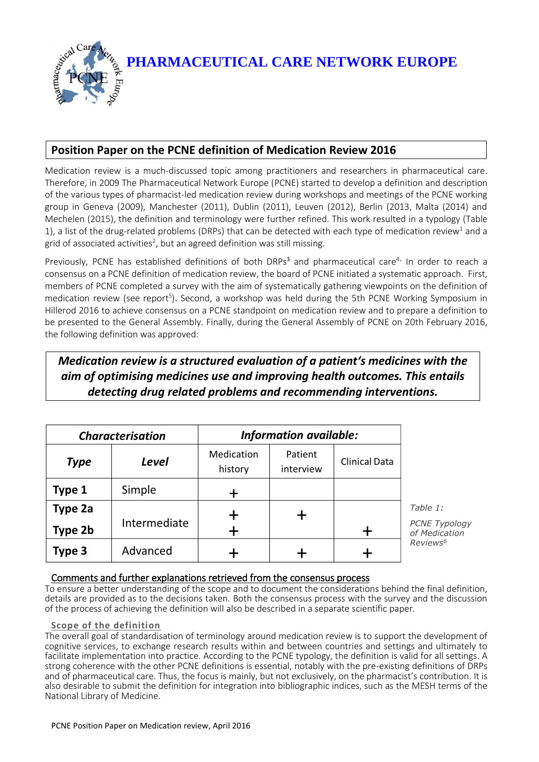# PHARMACEUTICAL CARE NETWORK EUROPE

## Position Paper on the PCNE definition of Medication Review 2016

Medication review is a much-discussed topic among practitioners and researchers in pharmaceutical care. Therefore, in 2009 The Pharmaceutical Network Europe (PCNE) started to develop a definition and description of the various types of pharmacist-led medication review during workshops and meetings of the PCNE working group in Geneva (2009), Manchester (2011), Dublin (2011), Leuven (2012), Berlin (2013, Malta (2014) and Mechelen (2015), the definition and terminology were further refined. This work resulted in a typology (Table 1), a list of the drug-related problems (DRPs) that can be detected with each type of medication review[1] and a grid of associated activities[2], but an agreed definition was still missing.

Previously, PCNE has established definitions of both DRPs[3] and pharmaceutical care[4]. In order to reach a consensus on a PCNE definition of medication review, the board of PCNE initiated a systematic approach. First, members of PCNE completed a survey with the aim of systematically gathering viewpoints on the definition of medication review (see report[5]). Second, a workshop was held during the 5th PCNE Working Symposium in Hillerod 2016 to achieve consensus on a PCNE standpoint on medication review and to prepare a definition to be presented to the General Assembly. Finally, during the General Assembly of PCNE on 20th February 2016, the following definition was approved:

> ***Medication review is a structured evaluation of a patient's medicines with the aim of optimising medicines use and improving health outcomes. This entails detecting drug related problems and recommending interventions.***

| *Characterisation* | | *Information available:* | | |
|---|---|---|---|---|
| ***Type*** | ***Level*** | Medication history | Patient interview | Clinical Data |
| **Type 1** | Simple | + | | |
| **Type 2a** | Intermediate | + | + | |
| **Type 2b** | Intermediate | + | | + |
| **Type 3** | Advanced | + | + | + |

*Table 1: PCNE Typology of Medication Reviews[6]*

### Comments and further explanations retrieved from the consensus process

To ensure a better understanding of the scope and to document the considerations behind the final definition, details are provided as to the decisions taken. Both the consensus process with the survey and the discussion of the process of achieving the definition will also be described in a separate scientific paper.

#### Scope of the definition

The overall goal of standardisation of terminology around medication review is to support the development of cognitive services, to exchange research results within and between countries and settings and ultimately to facilitate implementation into practice. According to the PCNE typology, the definition is valid for all settings. A strong coherence with the other PCNE definitions is essential, notably with the pre-existing definitions of DRPs and of pharmaceutical care. Thus, the focus is mainly, but not exclusively, on the pharmacist's contribution. It is also desirable to submit the definition for integration into bibliographic indices, such as the MESH terms of the National Library of Medicine.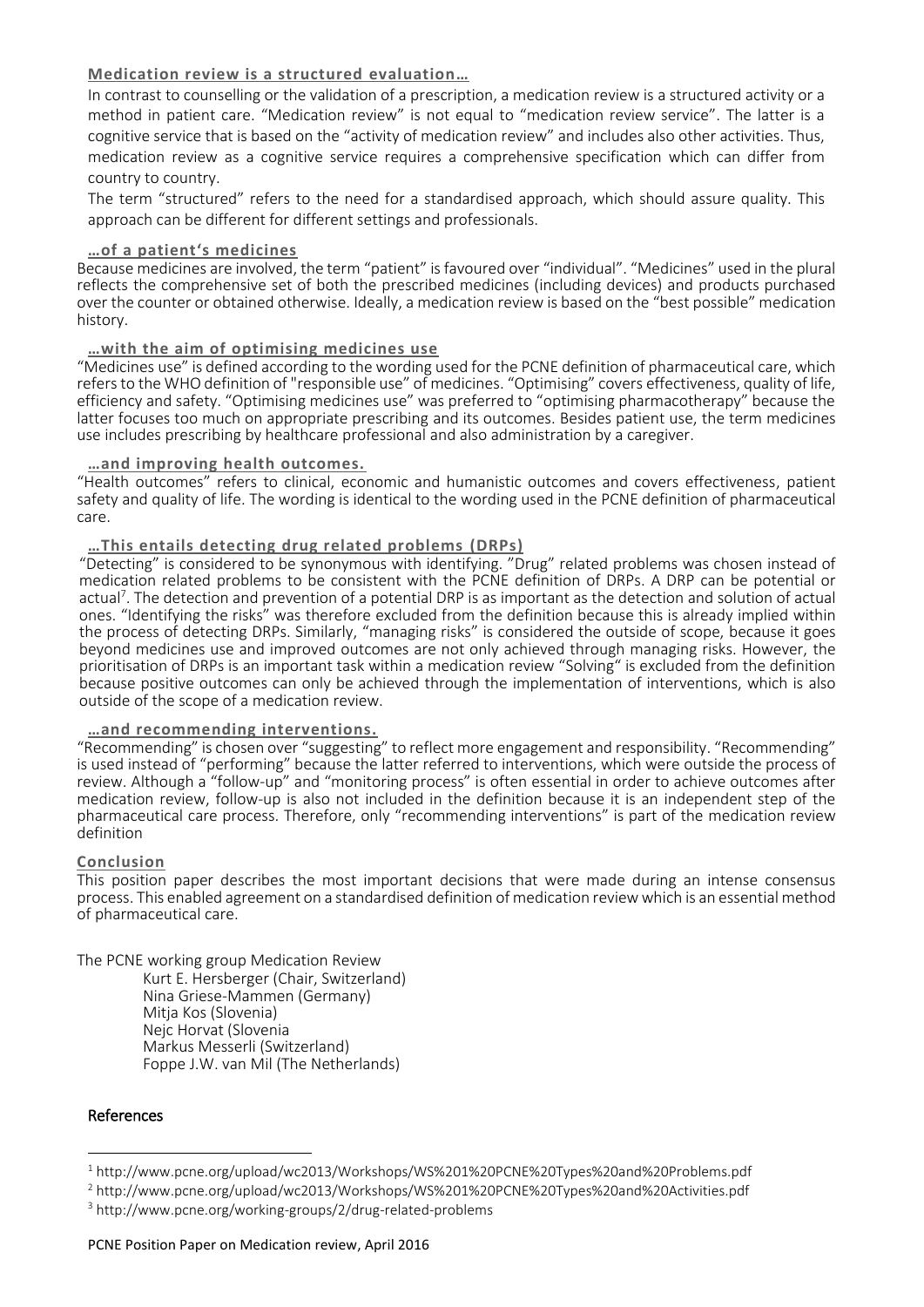### Medication review is a structured evaluation…

In contrast to counselling or the validation of a prescription, a medication review is a structured activity or a method in patient care. "Medication review" is not equal to "medication review service". The latter is a cognitive service that is based on the "activity of medication review" and includes also other activities. Thus, medication review as a cognitive service requires a comprehensive specification which can differ from country to country.

The term "structured" refers to the need for a standardised approach, which should assure quality. This approach can be different for different settings and professionals.

### …of a patient's medicines

Because medicines are involved, the term "patient" is favoured over "individual". "Medicines" used in the plural reflects the comprehensive set of both the prescribed medicines (including devices) and products purchased over the counter or obtained otherwise. Ideally, a medication review is based on the "best possible" medication history.

### …with the aim of optimising medicines use

"Medicines use" is defined according to the wording used for the PCNE definition of pharmaceutical care, which refers to the WHO definition of "responsible use" of medicines. "Optimising" covers effectiveness, quality of life, efficiency and safety. "Optimising medicines use" was preferred to "optimising pharmacotherapy" because the latter focuses too much on appropriate prescribing and its outcomes. Besides patient use, the term medicines use includes prescribing by healthcare professional and also administration by a caregiver.

### …and improving health outcomes.

"Health outcomes" refers to clinical, economic and humanistic outcomes and covers effectiveness, patient safety and quality of life. The wording is identical to the wording used in the PCNE definition of pharmaceutical care.

### …This entails detecting drug related problems (DRPs)

"Detecting" is considered to be synonymous with identifying. "Drug" related problems was chosen instead of medication related problems to be consistent with the PCNE definition of DRPs. A DRP can be potential or actual[7]. The detection and prevention of a potential DRP is as important as the detection and solution of actual ones. "Identifying the risks" was therefore excluded from the definition because this is already implied within the process of detecting DRPs. Similarly, "managing risks" is considered the outside of scope, because it goes beyond medicines use and improved outcomes are not only achieved through managing risks. However, the prioritisation of DRPs is an important task within a medication review "Solving" is excluded from the definition because positive outcomes can only be achieved through the implementation of interventions, which is also outside of the scope of a medication review.

### …and recommending interventions.

"Recommending" is chosen over "suggesting" to reflect more engagement and responsibility. "Recommending" is used instead of "performing" because the latter referred to interventions, which were outside the process of review. Although a "follow-up" and "monitoring process" is often essential in order to achieve outcomes after medication review, follow-up is also not included in the definition because it is an independent step of the pharmaceutical care process. Therefore, only "recommending interventions" is part of the medication review definition

### Conclusion

This position paper describes the most important decisions that were made during an intense consensus process. This enabled agreement on a standardised definition of medication review which is an essential method of pharmaceutical care.

The PCNE working group Medication Review

- Kurt E. Hersberger (Chair, Switzerland)
- Nina Griese-Mammen (Germany)
- Mitja Kos (Slovenia)
- Nejc Horvat (Slovenia
- Markus Messerli (Switzerland)
- Foppe J.W. van Mil (The Netherlands)

### References

[1] http://www.pcne.org/upload/wc2013/Workshops/WS%201%20PCNE%20Types%20and%20Problems.pdf

[2] http://www.pcne.org/upload/wc2013/Workshops/WS%201%20PCNE%20Types%20and%20Activities.pdf

[3] http://www.pcne.org/working-groups/2/drug-related-problems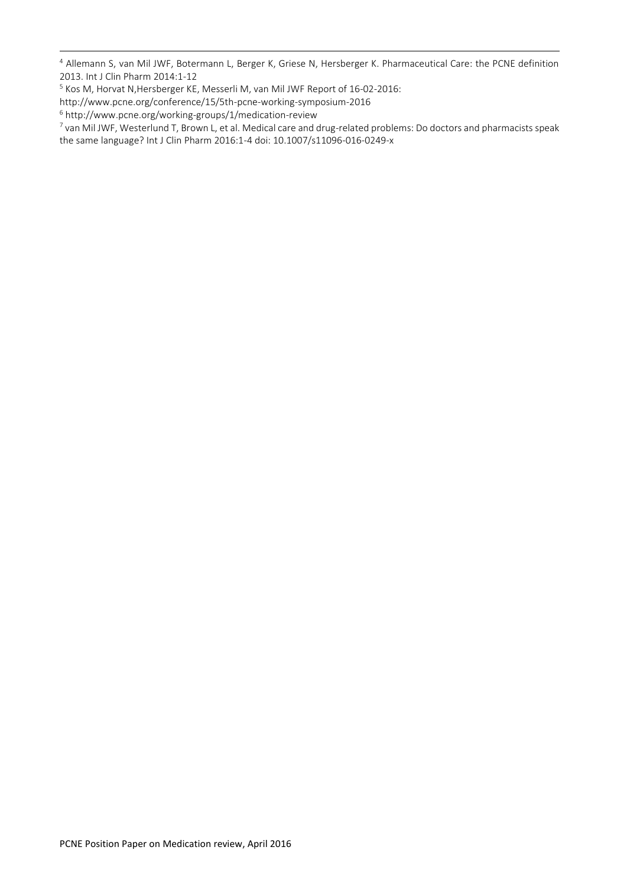[4] Allemann S, van Mil JWF, Botermann L, Berger K, Griese N, Hersberger K. Pharmaceutical Care: the PCNE definition 2013. Int J Clin Pharm 2014:1-12

[5] Kos M, Horvat N,Hersberger KE, Messerli M, van Mil JWF Report of 16-02-2016:
http://www.pcne.org/conference/15/5th-pcne-working-symposium-2016

[6] http://www.pcne.org/working-groups/1/medication-review

[7] van Mil JWF, Westerlund T, Brown L, et al. Medical care and drug-related problems: Do doctors and pharmacists speak the same language? Int J Clin Pharm 2016:1-4 doi: 10.1007/s11096-016-0249-x